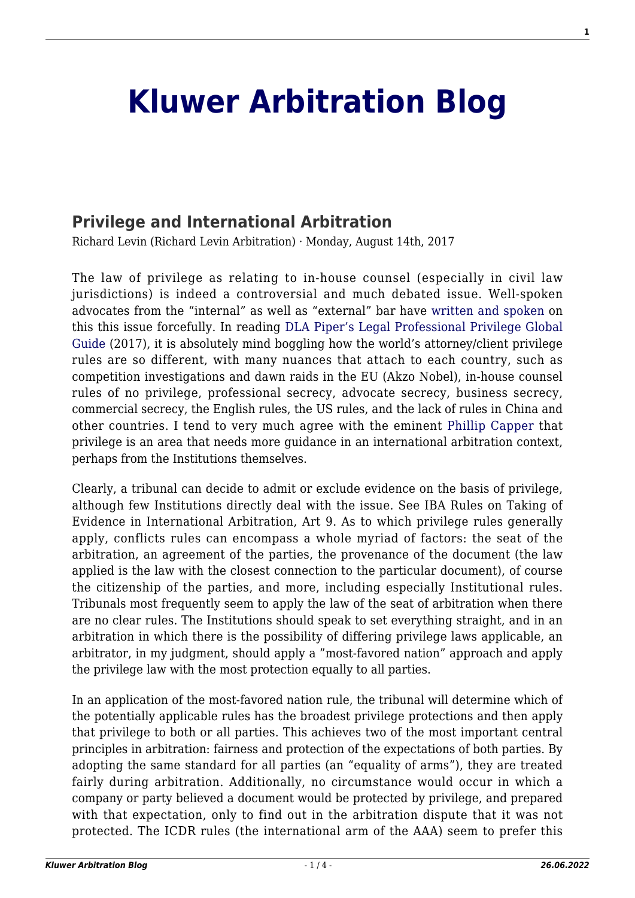# Kluwer Arbitration Blog

## Privilege and International Arbitration

Richard Levin (Richard Levin Arbitration) · Monday, August 14th, 2017

The law of privilege as relating to in-house counsel (especially in civil law jurisdictions) is indeed a controversial and much debated issue. Well-spoken advocates from the "internal" as well as "external" bar have written and spoken on this this issue forcefully. In reading DLA Piper's Legal Professional Privilege Global Guide (2017), it is absolutely mind boggling how the world's attorney/client privilege rules are so different, with many nuances that attach to each country, such as competition investigations and dawn raids in the EU (Akzo Nobel), in-house counsel rules of no privilege, professional secrecy, advocate secrecy, business secrecy, commercial secrecy, the English rules, the US rules, and the lack of rules in China and other countries. I tend to very much agree with the eminent Phillip Capper that privilege is an area that needs more guidance in an international arbitration context, perhaps from the Institutions themselves.

Clearly, a tribunal can decide to admit or exclude evidence on the basis of privilege, although few Institutions directly deal with the issue. See IBA Rules on Taking of Evidence in International Arbitration, Art 9. As to which privilege rules generally apply, conflicts rules can encompass a whole myriad of factors: the seat of the arbitration, an agreement of the parties, the provenance of the document (the law applied is the law with the closest connection to the particular document), of course the citizenship of the parties, and more, including especially Institutional rules. Tribunals most frequently seem to apply the law of the seat of arbitration when there are no clear rules. The Institutions should speak to set everything straight, and in an arbitration in which there is the possibility of differing privilege laws applicable, an arbitrator, in my judgment, should apply a "most-favored nation" approach and apply the privilege law with the most protection equally to all parties.

In an application of the most-favored nation rule, the tribunal will determine which of the potentially applicable rules has the broadest privilege protections and then apply that privilege to both or all parties. This achieves two of the most important central principles in arbitration: fairness and protection of the expectations of both parties. By adopting the same standard for all parties (an "equality of arms"), they are treated fairly during arbitration. Additionally, no circumstance would occur in which a company or party believed a document would be protected by privilege, and prepared with that expectation, only to find out in the arbitration dispute that it was not protected. The ICDR rules (the international arm of the AAA) seem to prefer this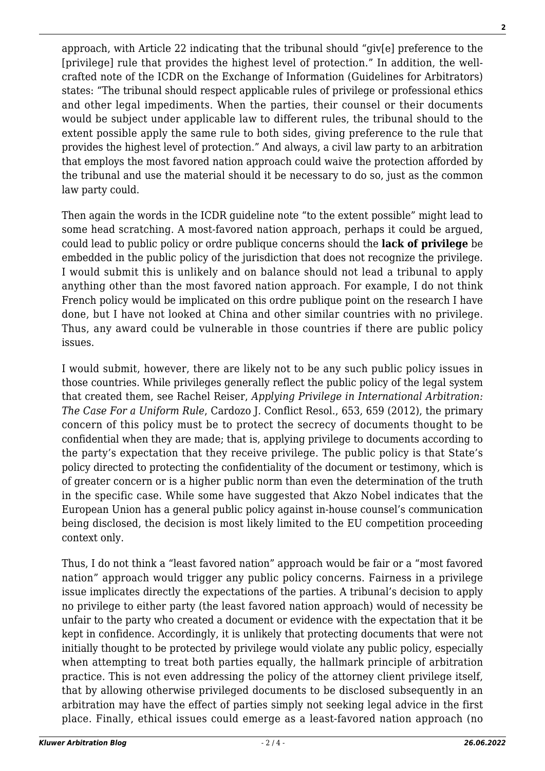approach, with Article 22 indicating that the tribunal should "giv[e] preference to the [privilege] rule that provides the highest level of protection." In addition, the well-crafted note of the ICDR on the Exchange of Information (Guidelines for Arbitrators) states: "The tribunal should respect applicable rules of privilege or professional ethics and other legal impediments. When the parties, their counsel or their documents would be subject under applicable law to different rules, the tribunal should to the extent possible apply the same rule to both sides, giving preference to the rule that provides the highest level of protection." And always, a civil law party to an arbitration that employs the most favored nation approach could waive the protection afforded by the tribunal and use the material should it be necessary to do so, just as the common law party could.

Then again the words in the ICDR guideline note "to the extent possible" might lead to some head scratching. A most-favored nation approach, perhaps it could be argued, could lead to public policy or ordre publique concerns should the **lack of privilege** be embedded in the public policy of the jurisdiction that does not recognize the privilege. I would submit this is unlikely and on balance should not lead a tribunal to apply anything other than the most favored nation approach. For example, I do not think French policy would be implicated on this ordre publique point on the research I have done, but I have not looked at China and other similar countries with no privilege. Thus, any award could be vulnerable in those countries if there are public policy issues.

I would submit, however, there are likely not to be any such public policy issues in those countries. While privileges generally reflect the public policy of the legal system that created them, see Rachel Reiser, *Applying Privilege in International Arbitration: The Case For a Uniform Rule*, Cardozo J. Conflict Resol., 653, 659 (2012), the primary concern of this policy must be to protect the secrecy of documents thought to be confidential when they are made; that is, applying privilege to documents according to the party's expectation that they receive privilege. The public policy is that State's policy directed to protecting the confidentiality of the document or testimony, which is of greater concern or is a higher public norm than even the determination of the truth in the specific case. While some have suggested that Akzo Nobel indicates that the European Union has a general public policy against in-house counsel's communication being disclosed, the decision is most likely limited to the EU competition proceeding context only.

Thus, I do not think a "least favored nation" approach would be fair or a "most favored nation" approach would trigger any public policy concerns. Fairness in a privilege issue implicates directly the expectations of the parties. A tribunal's decision to apply no privilege to either party (the least favored nation approach) would of necessity be unfair to the party who created a document or evidence with the expectation that it be kept in confidence. Accordingly, it is unlikely that protecting documents that were not initially thought to be protected by privilege would violate any public policy, especially when attempting to treat both parties equally, the hallmark principle of arbitration practice. This is not even addressing the policy of the attorney client privilege itself, that by allowing otherwise privileged documents to be disclosed subsequently in an arbitration may have the effect of parties simply not seeking legal advice in the first place. Finally, ethical issues could emerge as a least-favored nation approach (no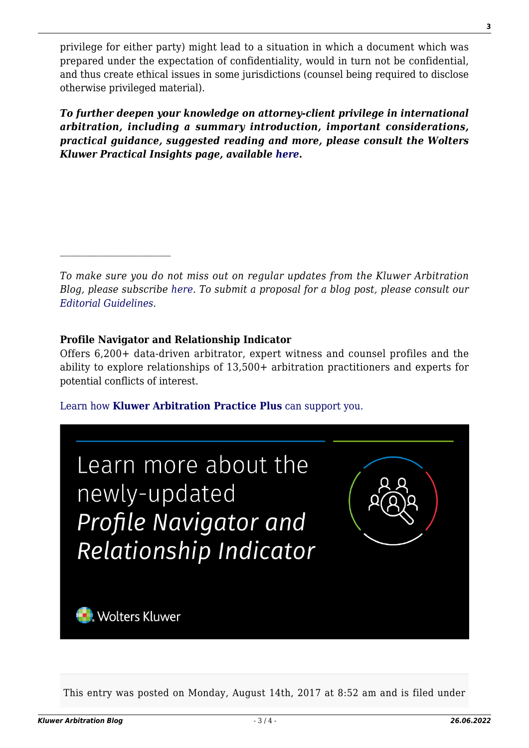privilege for either party) might lead to a situation in which a document which was prepared under the expectation of confidentiality, would in turn not be confidential, and thus create ethical issues in some jurisdictions (counsel being required to disclose otherwise privileged material).

***To further deepen your knowledge on attorney-client privilege in international arbitration, including a summary introduction, important considerations, practical guidance, suggested reading and more, please consult the Wolters Kluwer Practical Insights page, available here.***

---

*To make sure you do not miss out on regular updates from the Kluwer Arbitration Blog, please subscribe here. To submit a proposal for a blog post, please consult our Editorial Guidelines.*

**Profile Navigator and Relationship Indicator**
Offers 6,200+ data-driven arbitrator, expert witness and counsel profiles and the ability to explore relationships of 13,500+ arbitration practitioners and experts for potential conflicts of interest.

Learn how **Kluwer Arbitration Practice Plus** can support you.

Learn more about the newly-updated *Profile Navigator and Relationship Indicator*

Wolters Kluwer

This entry was posted on Monday, August 14th, 2017 at 8:52 am and is filed under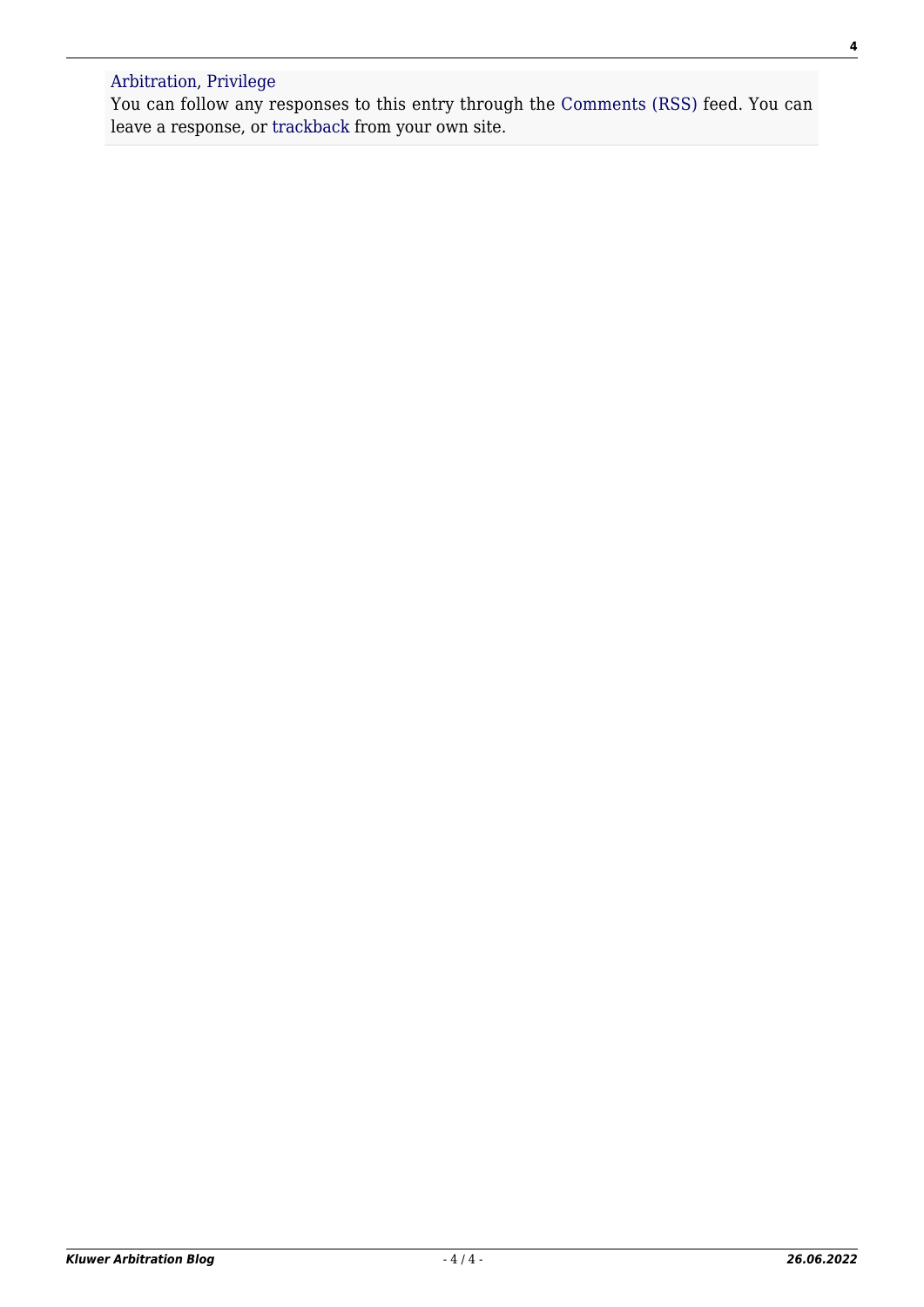Arbitration, Privilege

You can follow any responses to this entry through the Comments (RSS) feed. You can leave a response, or trackback from your own site.